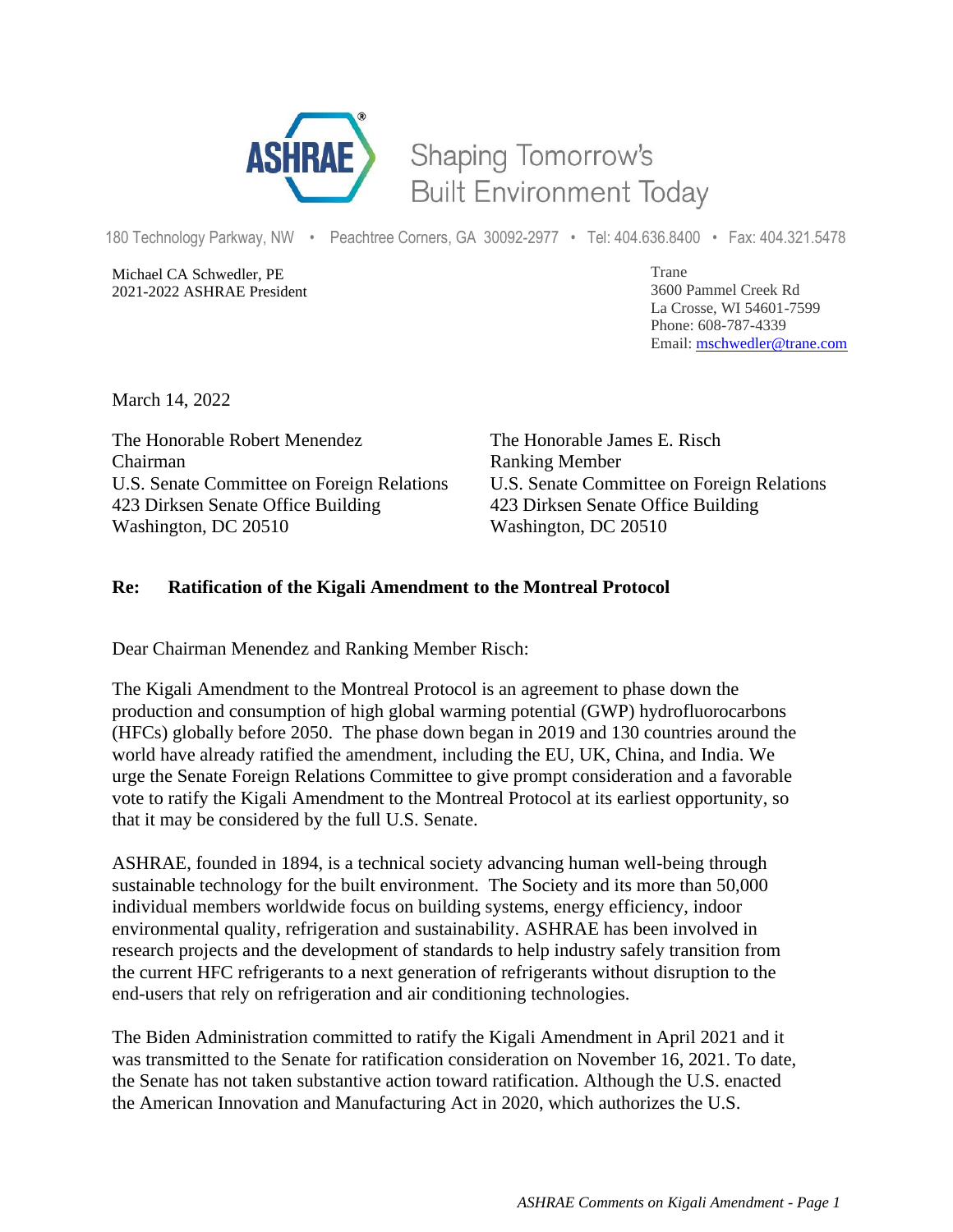ASHRAE Shaping Tomorrow's Built Environment Today

180 Technology Parkway, NW • Peachtree Corners, GA 30092-2977 • Tel: 404.636.8400 • Fax: 404.321.5478

Michael CA Schwedler, PE
2021-2022 ASHRAE President

Trane
3600 Pammel Creek Rd
La Crosse, WI 54601-7599
Phone: 608-787-4339
Email: mschwedler@trane.com

March 14, 2022

The Honorable Robert Menendez
Chairman
U.S. Senate Committee on Foreign Relations
423 Dirksen Senate Office Building
Washington, DC 20510

The Honorable James E. Risch
Ranking Member
U.S. Senate Committee on Foreign Relations
423 Dirksen Senate Office Building
Washington, DC 20510

**Re: Ratification of the Kigali Amendment to the Montreal Protocol**

Dear Chairman Menendez and Ranking Member Risch:

The Kigali Amendment to the Montreal Protocol is an agreement to phase down the production and consumption of high global warming potential (GWP) hydrofluorocarbons (HFCs) globally before 2050. The phase down began in 2019 and 130 countries around the world have already ratified the amendment, including the EU, UK, China, and India. We urge the Senate Foreign Relations Committee to give prompt consideration and a favorable vote to ratify the Kigali Amendment to the Montreal Protocol at its earliest opportunity, so that it may be considered by the full U.S. Senate.

ASHRAE, founded in 1894, is a technical society advancing human well-being through sustainable technology for the built environment. The Society and its more than 50,000 individual members worldwide focus on building systems, energy efficiency, indoor environmental quality, refrigeration and sustainability. ASHRAE has been involved in research projects and the development of standards to help industry safely transition from the current HFC refrigerants to a next generation of refrigerants without disruption to the end-users that rely on refrigeration and air conditioning technologies.

The Biden Administration committed to ratify the Kigali Amendment in April 2021 and it was transmitted to the Senate for ratification consideration on November 16, 2021. To date, the Senate has not taken substantive action toward ratification. Although the U.S. enacted the American Innovation and Manufacturing Act in 2020, which authorizes the U.S.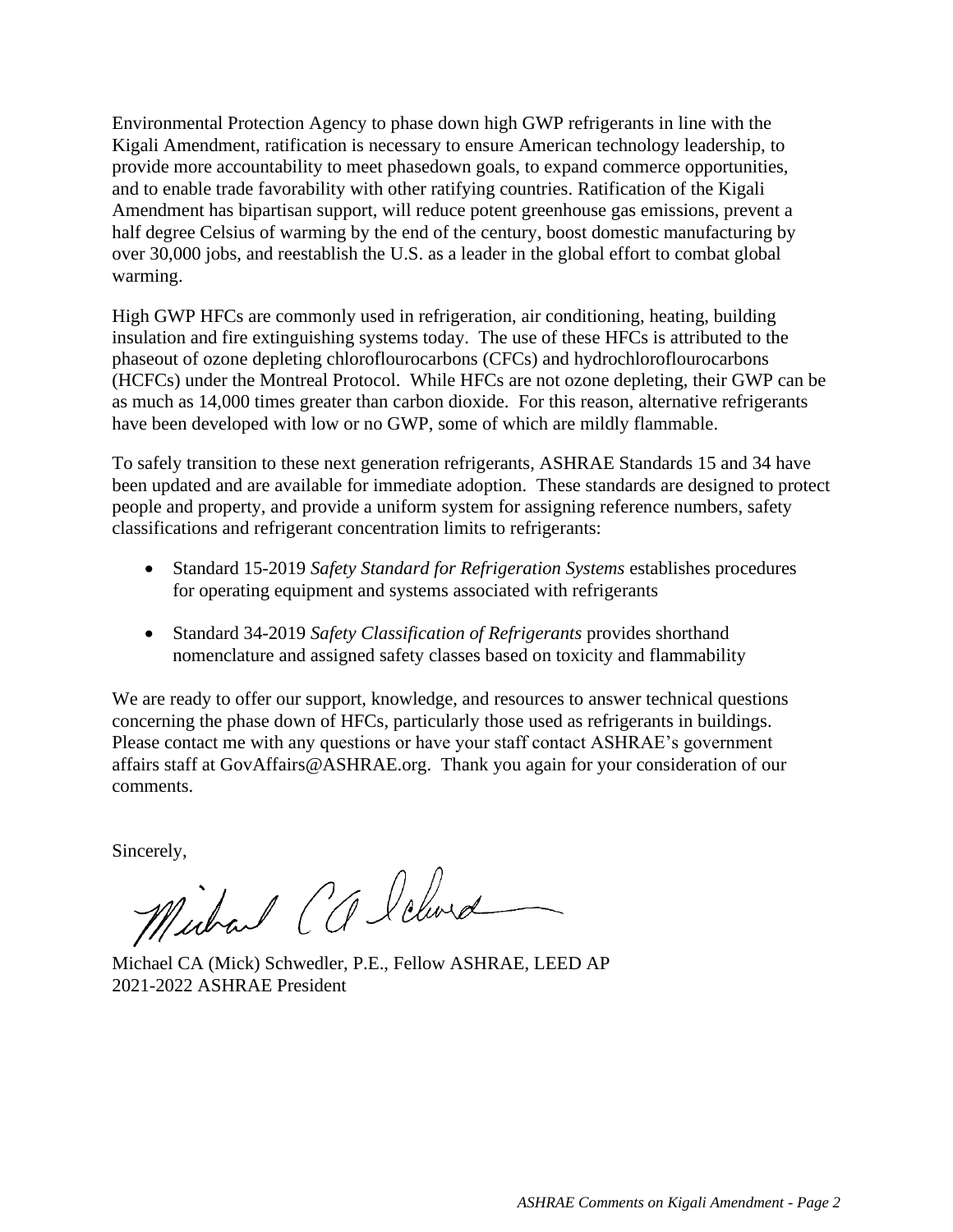Environmental Protection Agency to phase down high GWP refrigerants in line with the Kigali Amendment, ratification is necessary to ensure American technology leadership, to provide more accountability to meet phasedown goals, to expand commerce opportunities, and to enable trade favorability with other ratifying countries. Ratification of the Kigali Amendment has bipartisan support, will reduce potent greenhouse gas emissions, prevent a half degree Celsius of warming by the end of the century, boost domestic manufacturing by over 30,000 jobs, and reestablish the U.S. as a leader in the global effort to combat global warming.

High GWP HFCs are commonly used in refrigeration, air conditioning, heating, building insulation and fire extinguishing systems today. The use of these HFCs is attributed to the phaseout of ozone depleting chloroflourocarbons (CFCs) and hydrochloroflourocarbons (HCFCs) under the Montreal Protocol. While HFCs are not ozone depleting, their GWP can be as much as 14,000 times greater than carbon dioxide. For this reason, alternative refrigerants have been developed with low or no GWP, some of which are mildly flammable.

To safely transition to these next generation refrigerants, ASHRAE Standards 15 and 34 have been updated and are available for immediate adoption. These standards are designed to protect people and property, and provide a uniform system for assigning reference numbers, safety classifications and refrigerant concentration limits to refrigerants:

- Standard 15-2019 *Safety Standard for Refrigeration Systems* establishes procedures for operating equipment and systems associated with refrigerants

- Standard 34-2019 *Safety Classification of Refrigerants* provides shorthand nomenclature and assigned safety classes based on toxicity and flammability

We are ready to offer our support, knowledge, and resources to answer technical questions concerning the phase down of HFCs, particularly those used as refrigerants in buildings. Please contact me with any questions or have your staff contact ASHRAE's government affairs staff at GovAffairs@ASHRAE.org. Thank you again for your consideration of our comments.

Sincerely,

Michael CA (Mick) Schwedler, P.E., Fellow ASHRAE, LEED AP
2021-2022 ASHRAE President